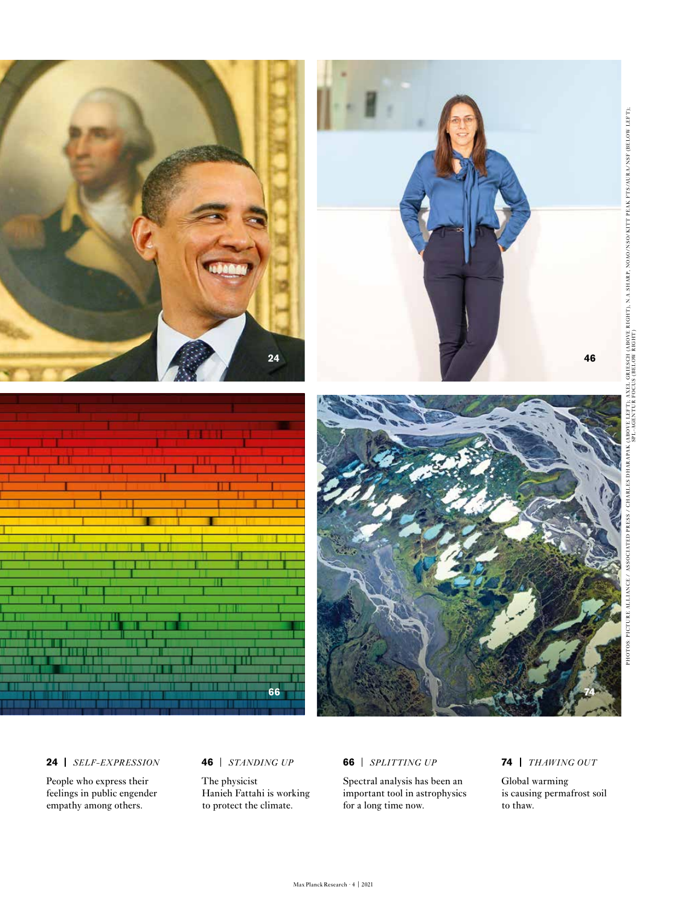**24** | *SELF-EXPRESSION*

People who express their feelings in public engender empathy among others.

**46** | *STANDING UP*

The physicist Hanieh Fattahi is working to protect the climate.

**66** | *SPLITTING UP*

Spectral analysis has been an important tool in astrophysics for a long time now.

**74** | *THAWING OUT*

Global warming is causing permafrost soil to thaw.

PHOTOS: PICTURE ALLIANCE / ASSOCIATED PRESS / CHARLES DHARAPAK (ABOVE LEFT); AXEL GRIESCH (ABOVE RIGHT); N.A.SHARP, NOAO/NSO/KITT PEAK FTS/AURA/NSF (BELOW LEFT); SPL-AGENTUR FOCUS (BELOW RIGHT)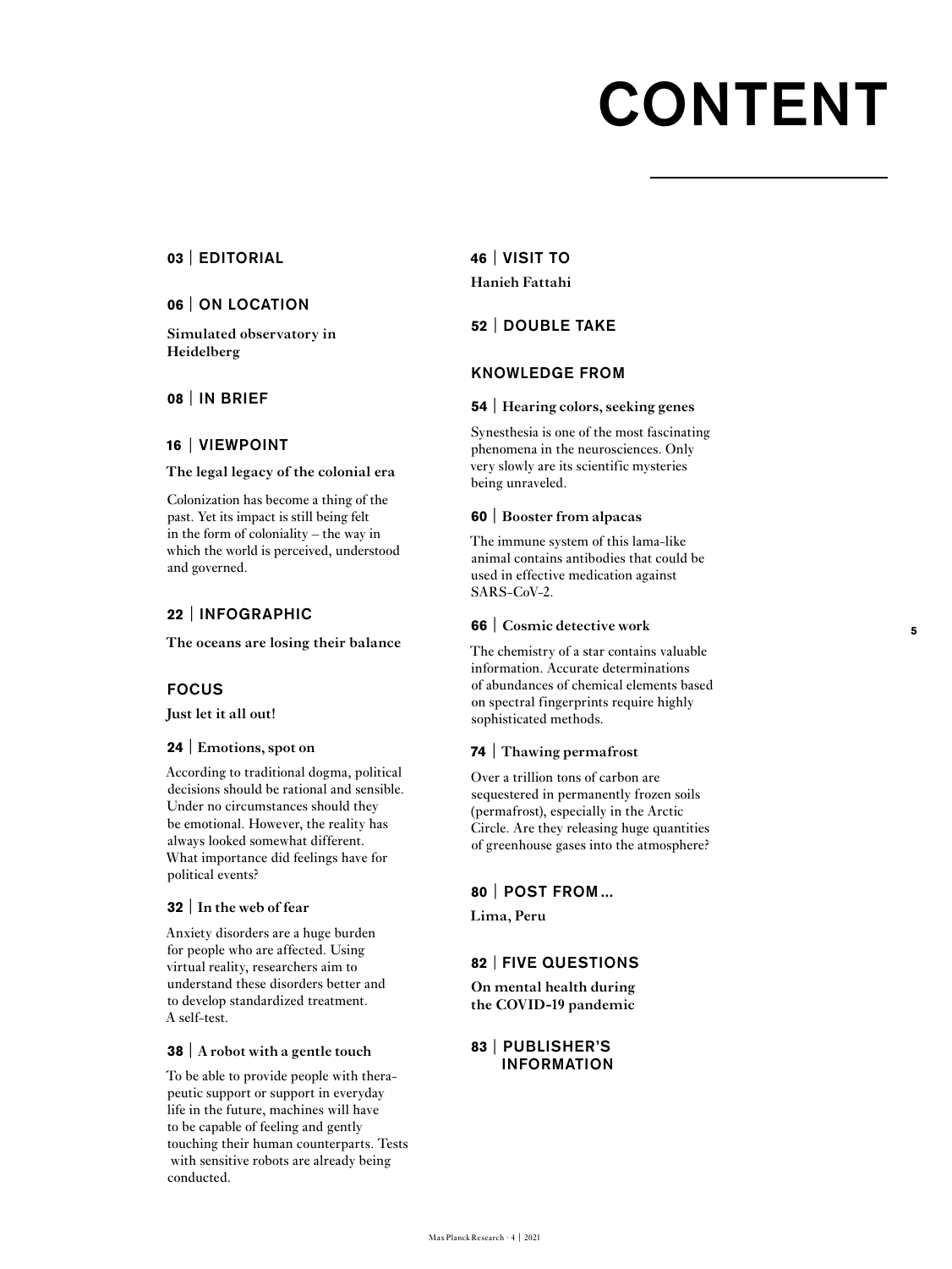# CONTENT

## 03 | EDITORIAL

## 06 | ON LOCATION

**Simulated observatory in Heidelberg**

## 08 | IN BRIEF

## 16 | VIEWPOINT

**The legal legacy of the colonial era**

Colonization has become a thing of the past. Yet its impact is still being felt in the form of coloniality – the way in which the world is perceived, understood and governed.

## 22 | INFOGRAPHIC

**The oceans are losing their balance**

## FOCUS

**Just let it all out!**

### 24 | Emotions, spot on

According to traditional dogma, political decisions should be rational and sensible. Under no circumstances should they be emotional. However, the reality has always looked somewhat different. What importance did feelings have for political events?

### 32 | In the web of fear

Anxiety disorders are a huge burden for people who are affected. Using virtual reality, researchers aim to understand these disorders better and to develop standardized treatment. A self-test.

### 38 | A robot with a gentle touch

To be able to provide people with therapeutic support or support in everyday life in the future, machines will have to be capable of feeling and gently touching their human counterparts. Tests with sensitive robots are already being conducted.

## 46 | VISIT TO

**Hanieh Fattahi**

## 52 | DOUBLE TAKE

## KNOWLEDGE FROM

### 54 | Hearing colors, seeking genes

Synesthesia is one of the most fascinating phenomena in the neurosciences. Only very slowly are its scientific mysteries being unraveled.

### 60 | Booster from alpacas

The immune system of this lama-like animal contains antibodies that could be used in effective medication against SARS-CoV-2.

### 66 | Cosmic detective work

The chemistry of a star contains valuable information. Accurate determinations of abundances of chemical elements based on spectral fingerprints require highly sophisticated methods.

### 74 | Thawing permafrost

Over a trillion tons of carbon are sequestered in permanently frozen soils (permafrost), especially in the Arctic Circle. Are they releasing huge quantities of greenhouse gases into the atmosphere?

## 80 | POST FROM …

**Lima, Peru**

## 82 | FIVE QUESTIONS

**On mental health during the COVID-19 pandemic**

## 83 | PUBLISHER'S INFORMATION